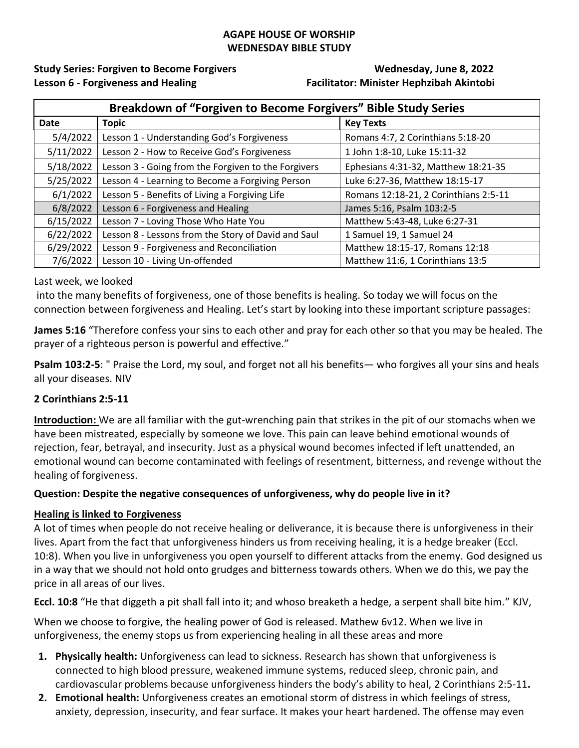**AGAPE HOUSE OF WORSHIP**
**WEDNESDAY BIBLE STUDY**

**Study Series: Forgiven to Become Forgivers** **Wednesday, June 8, 2022**
**Lesson 6 - Forgiveness and Healing** **Facilitator: Minister Hephzibah Akintobi**

| Breakdown of "Forgiven to Become Forgivers" Bible Study Series | | |
|---|---|---|
| **Date** | **Topic** | **Key Texts** |
| 5/4/2022 | Lesson 1 - Understanding God's Forgiveness | Romans 4:7, 2 Corinthians 5:18-20 |
| 5/11/2022 | Lesson 2 - How to Receive God's Forgiveness | 1 John 1:8-10, Luke 15:11-32 |
| 5/18/2022 | Lesson 3 - Going from the Forgiven to the Forgivers | Ephesians 4:31-32, Matthew 18:21-35 |
| 5/25/2022 | Lesson 4 - Learning to Become a Forgiving Person | Luke 6:27-36, Matthew 18:15-17 |
| 6/1/2022 | Lesson 5 - Benefits of Living a Forgiving Life | Romans 12:18-21, 2 Corinthians 2:5-11 |
| 6/8/2022 | Lesson 6 - Forgiveness and Healing | James 5:16, Psalm 103:2-5 |
| 6/15/2022 | Lesson 7 - Loving Those Who Hate You | Matthew 5:43-48, Luke 6:27-31 |
| 6/22/2022 | Lesson 8 - Lessons from the Story of David and Saul | 1 Samuel 19, 1 Samuel 24 |
| 6/29/2022 | Lesson 9 - Forgiveness and Reconciliation | Matthew 18:15-17, Romans 12:18 |
| 7/6/2022 | Lesson 10 - Living Un-offended | Matthew 11:6, 1 Corinthians 13:5 |

Last week, we looked
into the many benefits of forgiveness, one of those benefits is healing. So today we will focus on the connection between forgiveness and Healing. Let's start by looking into these important scripture passages:

**James 5:16** "Therefore confess your sins to each other and pray for each other so that you may be healed. The prayer of a righteous person is powerful and effective."

**Psalm 103:2-5**: " Praise the Lord, my soul, and forget not all his benefits— who forgives all your sins and heals all your diseases. NIV

**2 Corinthians 2:5-11**

**Introduction:** We are all familiar with the gut-wrenching pain that strikes in the pit of our stomachs when we have been mistreated, especially by someone we love. This pain can leave behind emotional wounds of rejection, fear, betrayal, and insecurity. Just as a physical wound becomes infected if left unattended, an emotional wound can become contaminated with feelings of resentment, bitterness, and revenge without the healing of forgiveness.

**Question: Despite the negative consequences of unforgiveness, why do people live in it?**

**Healing is linked to Forgiveness**

A lot of times when people do not receive healing or deliverance, it is because there is unforgiveness in their lives. Apart from the fact that unforgiveness hinders us from receiving healing, it is a hedge breaker (Eccl. 10:8). When you live in unforgiveness you open yourself to different attacks from the enemy. God designed us in a way that we should not hold onto grudges and bitterness towards others. When we do this, we pay the price in all areas of our lives.

**Eccl. 10:8** "He that diggeth a pit shall fall into it; and whoso breaketh a hedge, a serpent shall bite him." KJV,

When we choose to forgive, the healing power of God is released. Mathew 6v12. When we live in unforgiveness, the enemy stops us from experiencing healing in all these areas and more

1. **Physically health:** Unforgiveness can lead to sickness. Research has shown that unforgiveness is connected to high blood pressure, weakened immune systems, reduced sleep, chronic pain, and cardiovascular problems because unforgiveness hinders the body's ability to heal, 2 Corinthians 2:5-11**.**
2. **Emotional health:** Unforgiveness creates an emotional storm of distress in which feelings of stress, anxiety, depression, insecurity, and fear surface. It makes your heart hardened. The offense may even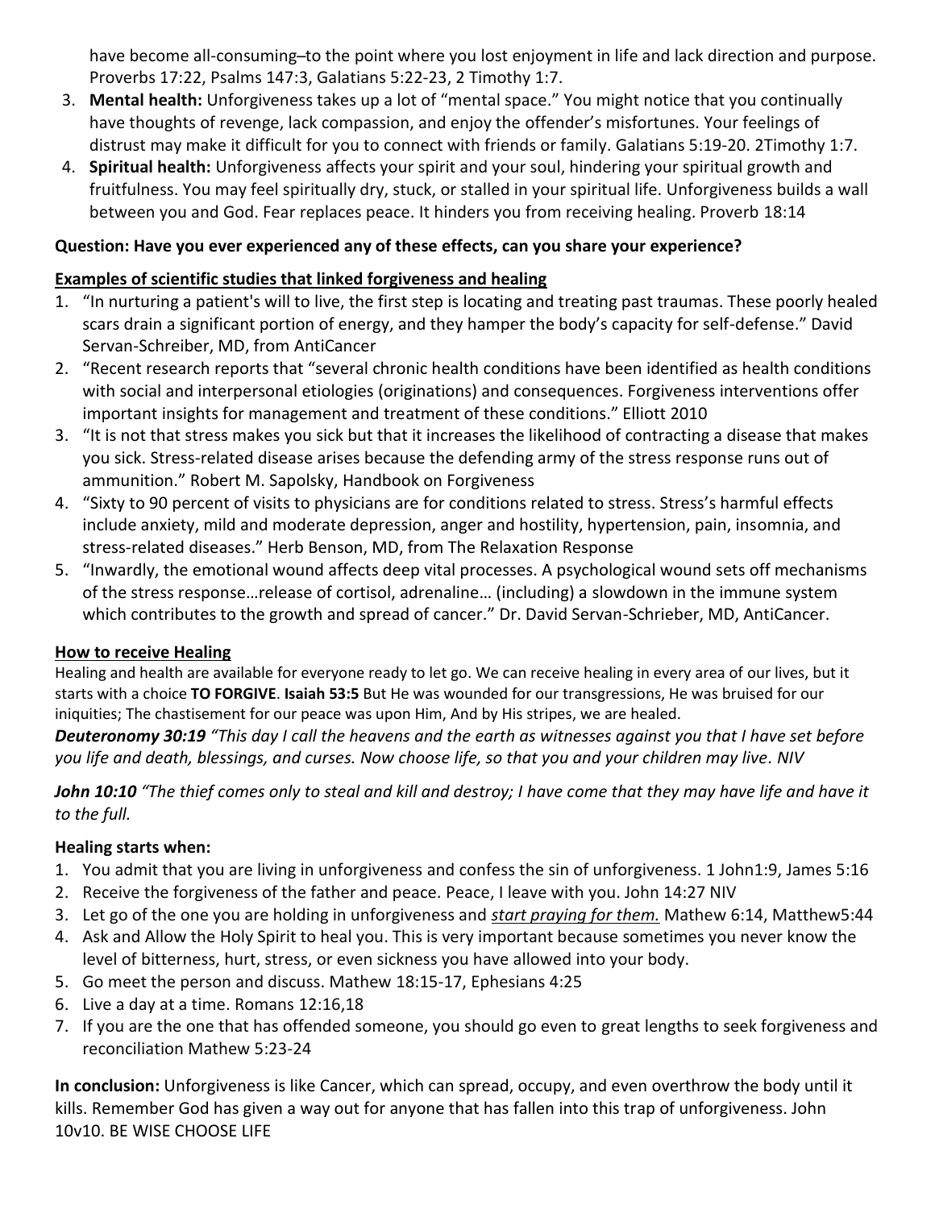have become all-consuming–to the point where you lost enjoyment in life and lack direction and purpose. Proverbs 17:22, Psalms 147:3, Galatians 5:22-23, 2 Timothy 1:7.

3. **Mental health:** Unforgiveness takes up a lot of "mental space." You might notice that you continually have thoughts of revenge, lack compassion, and enjoy the offender's misfortunes. Your feelings of distrust may make it difficult for you to connect with friends or family. Galatians 5:19-20. 2Timothy 1:7.
4. **Spiritual health:** Unforgiveness affects your spirit and your soul, hindering your spiritual growth and fruitfulness. You may feel spiritually dry, stuck, or stalled in your spiritual life. Unforgiveness builds a wall between you and God. Fear replaces peace. It hinders you from receiving healing. Proverb 18:14

**Question: Have you ever experienced any of these effects, can you share your experience?**

**Examples of scientific studies that linked forgiveness and healing**

1. "In nurturing a patient's will to live, the first step is locating and treating past traumas. These poorly healed scars drain a significant portion of energy, and they hamper the body's capacity for self-defense." David Servan-Schreiber, MD, from AntiCancer
2. "Recent research reports that "several chronic health conditions have been identified as health conditions with social and interpersonal etiologies (originations) and consequences. Forgiveness interventions offer important insights for management and treatment of these conditions." Elliott 2010
3. "It is not that stress makes you sick but that it increases the likelihood of contracting a disease that makes you sick. Stress-related disease arises because the defending army of the stress response runs out of ammunition." Robert M. Sapolsky, Handbook on Forgiveness
4. "Sixty to 90 percent of visits to physicians are for conditions related to stress. Stress's harmful effects include anxiety, mild and moderate depression, anger and hostility, hypertension, pain, insomnia, and stress-related diseases." Herb Benson, MD, from The Relaxation Response
5. "Inwardly, the emotional wound affects deep vital processes. A psychological wound sets off mechanisms of the stress response…release of cortisol, adrenaline… (including) a slowdown in the immune system which contributes to the growth and spread of cancer." Dr. David Servan-Schrieber, MD, AntiCancer.

**How to receive Healing**

Healing and health are available for everyone ready to let go. We can receive healing in every area of our lives, but it starts with a choice **TO FORGIVE**. **Isaiah 53:5** But He was wounded for our transgressions, He was bruised for our iniquities; The chastisement for our peace was upon Him, And by His stripes, we are healed.

***Deuteronomy 30:19*** *"This day I call the heavens and the earth as witnesses against you that I have set before you life and death, blessings, and curses. Now choose life, so that you and your children may live. NIV*

***John 10:10*** *"The thief comes only to steal and kill and destroy; I have come that they may have life and have it to the full.*

**Healing starts when:**

1. You admit that you are living in unforgiveness and confess the sin of unforgiveness. 1 John1:9, James 5:16
2. Receive the forgiveness of the father and peace. Peace, I leave with you. John 14:27 NIV
3. Let go of the one you are holding in unforgiveness and ***start praying for them.*** Mathew 6:14, Matthew5:44
4. Ask and Allow the Holy Spirit to heal you. This is very important because sometimes you never know the level of bitterness, hurt, stress, or even sickness you have allowed into your body.
5. Go meet the person and discuss. Mathew 18:15-17, Ephesians 4:25
6. Live a day at a time. Romans 12:16,18
7. If you are the one that has offended someone, you should go even to great lengths to seek forgiveness and reconciliation Mathew 5:23-24

**In conclusion:** Unforgiveness is like Cancer, which can spread, occupy, and even overthrow the body until it kills. Remember God has given a way out for anyone that has fallen into this trap of unforgiveness. John 10v10. BE WISE CHOOSE LIFE